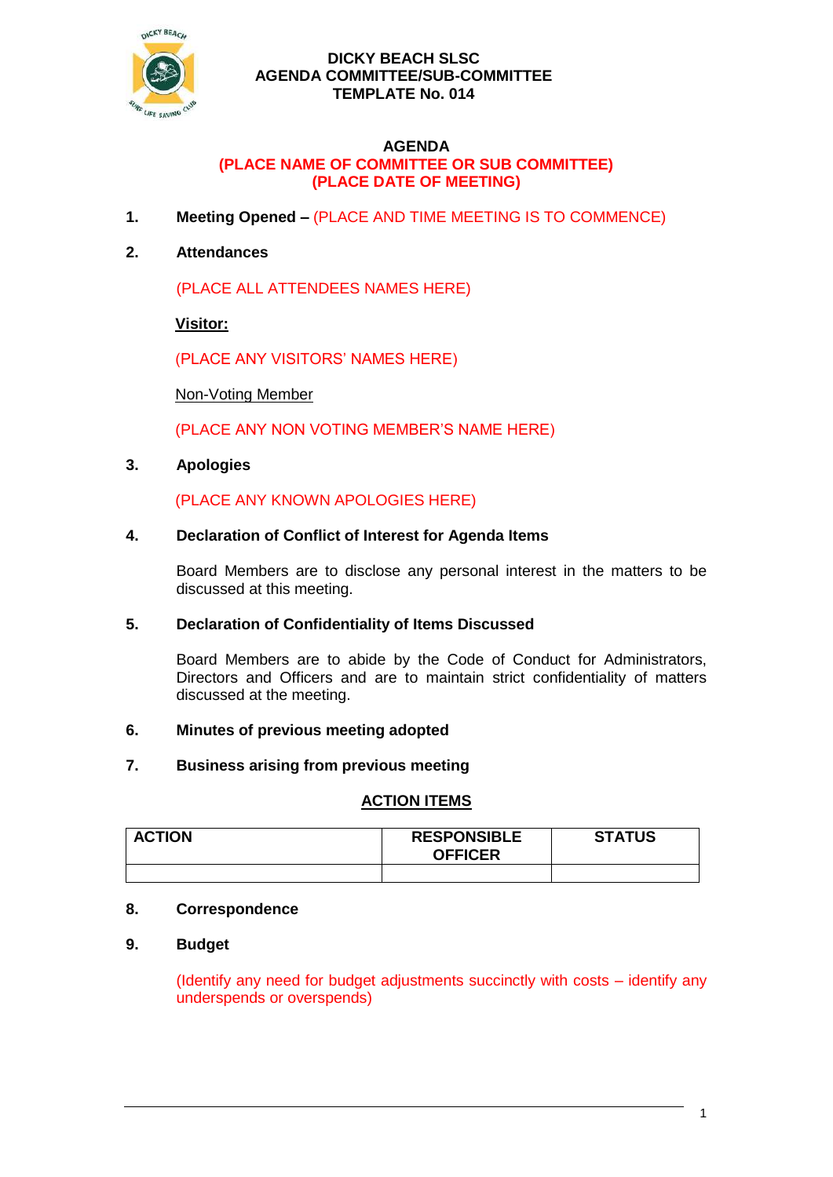**DICKY BEACH SLSC**
**AGENDA COMMITTEE/SUB-COMMITTEE**
**TEMPLATE No. 014**

# AGENDA
## (PLACE NAME OF COMMITTEE OR SUB COMMITTEE)
## (PLACE DATE OF MEETING)

**1. Meeting Opened –** (PLACE AND TIME MEETING IS TO COMMENCE)

**2. Attendances**

(PLACE ALL ATTENDEES NAMES HERE)

**Visitor:**

(PLACE ANY VISITORS' NAMES HERE)

Non-Voting Member

(PLACE ANY NON VOTING MEMBER'S NAME HERE)

**3. Apologies**

(PLACE ANY KNOWN APOLOGIES HERE)

**4. Declaration of Conflict of Interest for Agenda Items**

Board Members are to disclose any personal interest in the matters to be discussed at this meeting.

**5. Declaration of Confidentiality of Items Discussed**

Board Members are to abide by the Code of Conduct for Administrators, Directors and Officers and are to maintain strict confidentiality of matters discussed at the meeting.

**6. Minutes of previous meeting adopted**

**7. Business arising from previous meeting**

**ACTION ITEMS**

| ACTION | RESPONSIBLE OFFICER | STATUS |
|---|---|---|
| | | |

**8. Correspondence**

**9. Budget**

(Identify any need for budget adjustments succinctly with costs – identify any underspends or overspends)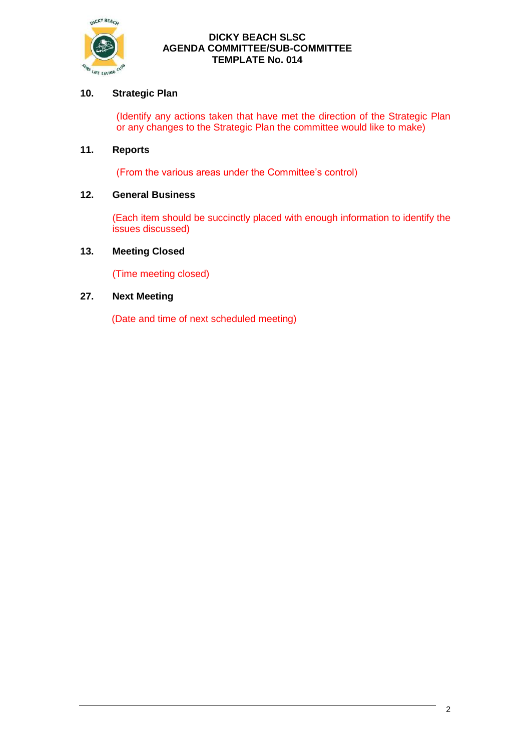## 10. Strategic Plan

(Identify any actions taken that have met the direction of the Strategic Plan or any changes to the Strategic Plan the committee would like to make)

## 11. Reports

(From the various areas under the Committee's control)

## 12. General Business

(Each item should be succinctly placed with enough information to identify the issues discussed)

## 13. Meeting Closed

(Time meeting closed)

## 27. Next Meeting

(Date and time of next scheduled meeting)